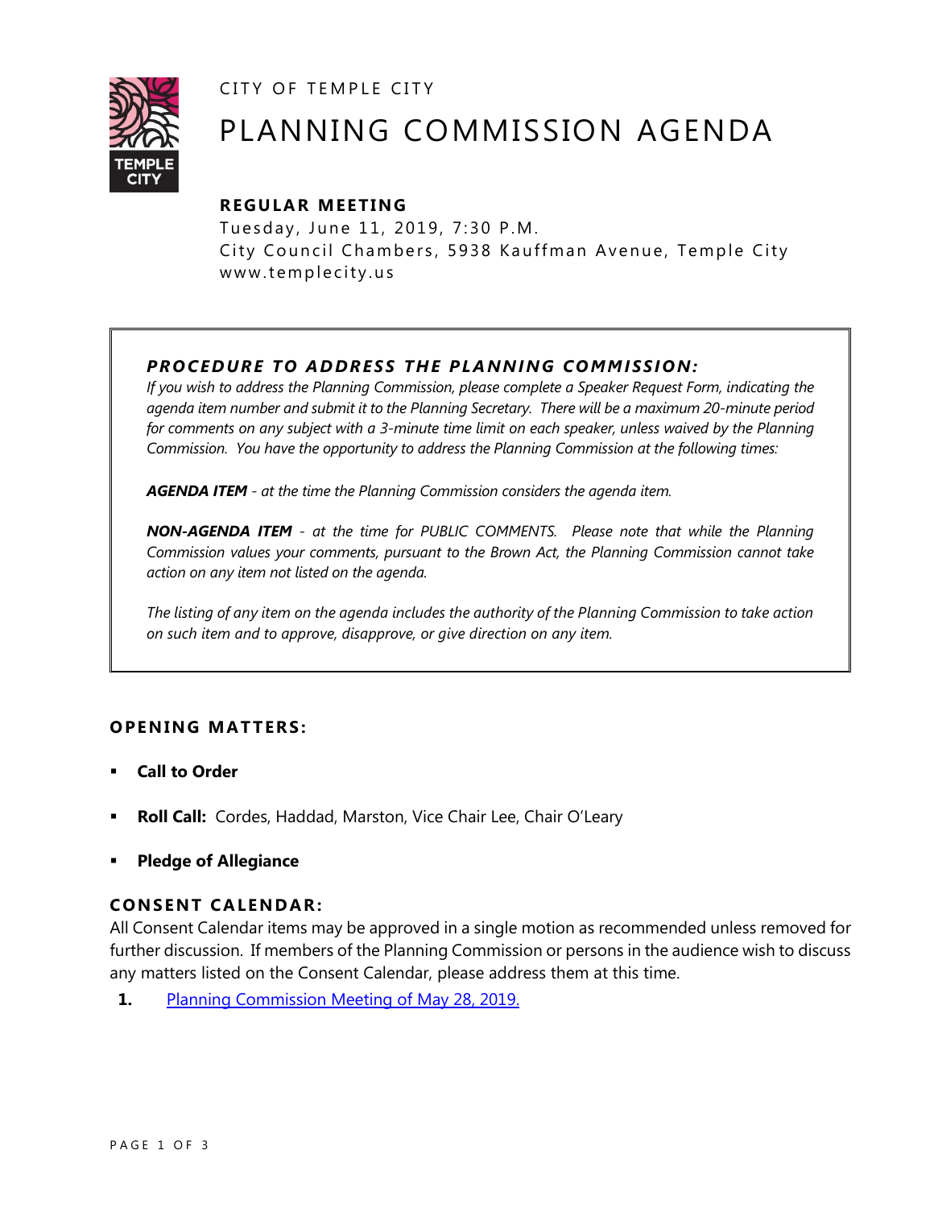CITY OF TEMPLE CITY

# PLANNING COMMISSION AGENDA

### REGULAR MEETING

Tuesday, June 11, 2019, 7:30 P.M.
City Council Chambers, 5938 Kauffman Avenue, Temple City
www.templecity.us

### *PROCEDURE TO ADDRESS THE PLANNING COMMISSION:*

*If you wish to address the Planning Commission, please complete a Speaker Request Form, indicating the agenda item number and submit it to the Planning Secretary. There will be a maximum 20-minute period for comments on any subject with a 3-minute time limit on each speaker, unless waived by the Planning Commission. You have the opportunity to address the Planning Commission at the following times:*

***AGENDA ITEM** - at the time the Planning Commission considers the agenda item.*

***NON-AGENDA ITEM** - at the time for PUBLIC COMMENTS. Please note that while the Planning Commission values your comments, pursuant to the Brown Act, the Planning Commission cannot take action on any item not listed on the agenda.*

*The listing of any item on the agenda includes the authority of the Planning Commission to take action on such item and to approve, disapprove, or give direction on any item.*

### OPENING MATTERS:

- **Call to Order**
- **Roll Call:** Cordes, Haddad, Marston, Vice Chair Lee, Chair O'Leary
- **Pledge of Allegiance**

### CONSENT CALENDAR:

All Consent Calendar items may be approved in a single motion as recommended unless removed for further discussion. If members of the Planning Commission or persons in the audience wish to discuss any matters listed on the Consent Calendar, please address them at this time.

1. Planning Commission Meeting of May 28, 2019.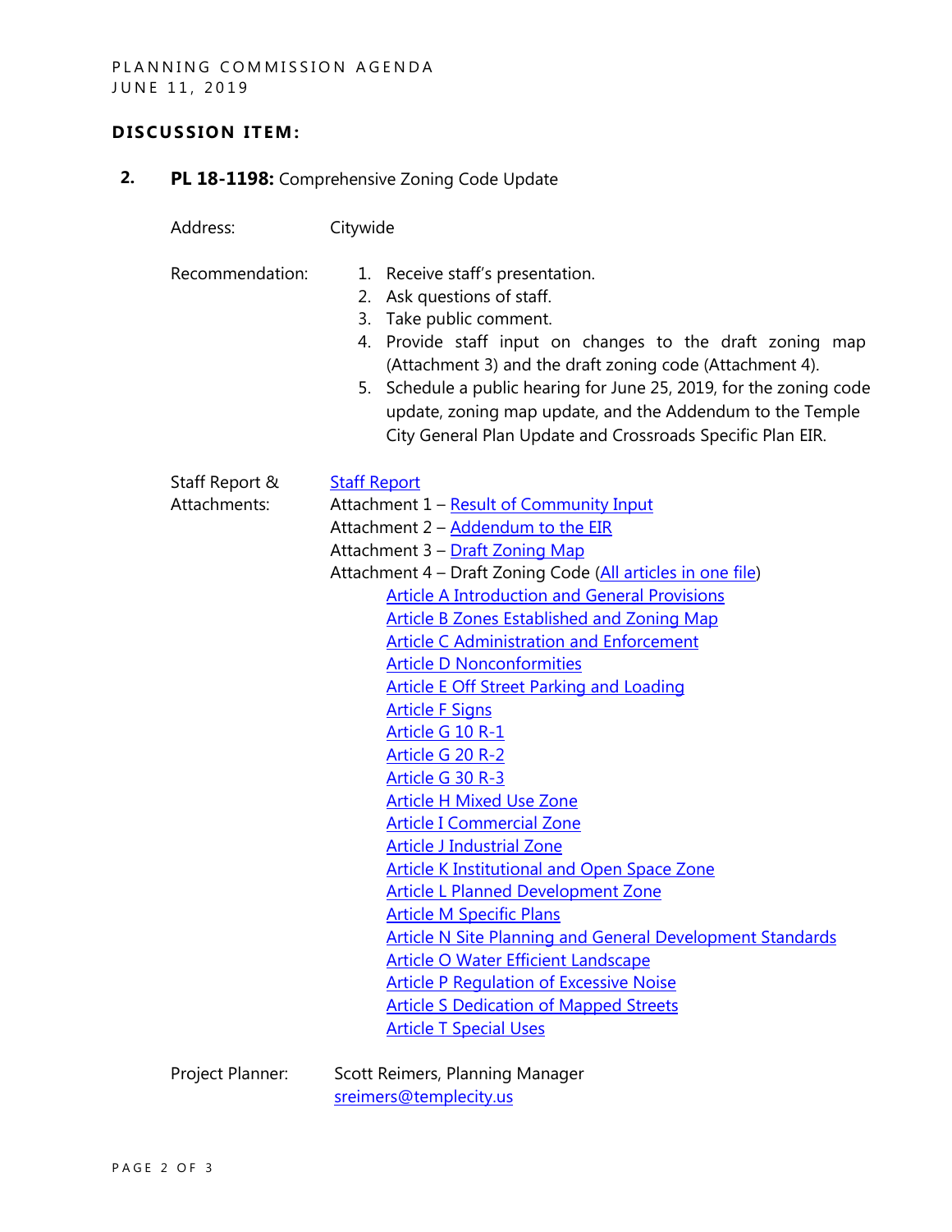## DISCUSSION ITEM:

**2. PL 18-1198:** Comprehensive Zoning Code Update

Address: Citywide

Recommendation:

1. Receive staff's presentation.
2. Ask questions of staff.
3. Take public comment.
4. Provide staff input on changes to the draft zoning map (Attachment 3) and the draft zoning code (Attachment 4).
5. Schedule a public hearing for June 25, 2019, for the zoning code update, zoning map update, and the Addendum to the Temple City General Plan Update and Crossroads Specific Plan EIR.

Staff Report & Attachments:

Staff Report
Attachment 1 – Result of Community Input
Attachment 2 – Addendum to the EIR
Attachment 3 – Draft Zoning Map
Attachment 4 – Draft Zoning Code (All articles in one file)

- Article A Introduction and General Provisions
- Article B Zones Established and Zoning Map
- Article C Administration and Enforcement
- Article D Nonconformities
- Article E Off Street Parking and Loading
- Article F Signs
- Article G 10 R-1
- Article G 20 R-2
- Article G 30 R-3
- Article H Mixed Use Zone
- Article I Commercial Zone
- Article J Industrial Zone
- Article K Institutional and Open Space Zone
- Article L Planned Development Zone
- Article M Specific Plans
- Article N Site Planning and General Development Standards
- Article O Water Efficient Landscape
- Article P Regulation of Excessive Noise
- Article S Dedication of Mapped Streets
- Article T Special Uses

Project Planner: Scott Reimers, Planning Manager
sreimers@templecity.us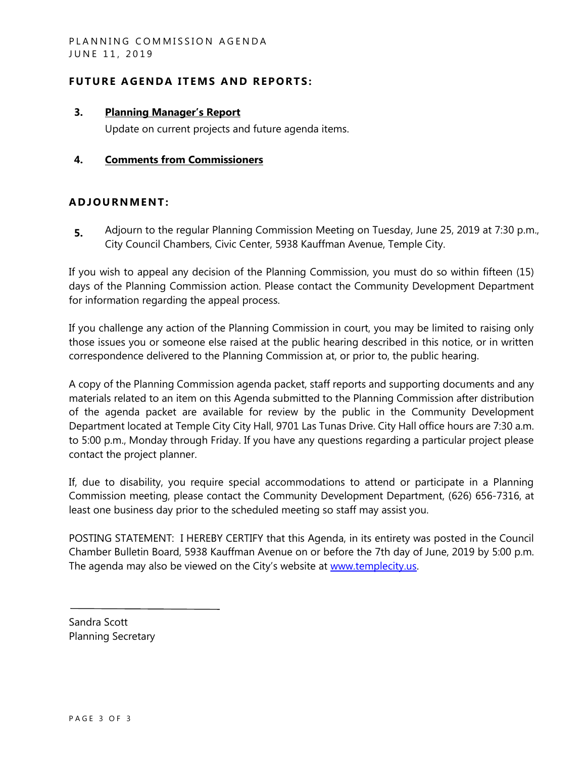## FUTURE AGENDA ITEMS AND REPORTS:

**3.** **Planning Manager's Report**

Update on current projects and future agenda items.

**4.** **Comments from Commissioners**

## ADJOURNMENT:

**5.** Adjourn to the regular Planning Commission Meeting on Tuesday, June 25, 2019 at 7:30 p.m., City Council Chambers, Civic Center, 5938 Kauffman Avenue, Temple City.

If you wish to appeal any decision of the Planning Commission, you must do so within fifteen (15) days of the Planning Commission action. Please contact the Community Development Department for information regarding the appeal process.

If you challenge any action of the Planning Commission in court, you may be limited to raising only those issues you or someone else raised at the public hearing described in this notice, or in written correspondence delivered to the Planning Commission at, or prior to, the public hearing.

A copy of the Planning Commission agenda packet, staff reports and supporting documents and any materials related to an item on this Agenda submitted to the Planning Commission after distribution of the agenda packet are available for review by the public in the Community Development Department located at Temple City City Hall, 9701 Las Tunas Drive. City Hall office hours are 7:30 a.m. to 5:00 p.m., Monday through Friday. If you have any questions regarding a particular project please contact the project planner.

If, due to disability, you require special accommodations to attend or participate in a Planning Commission meeting, please contact the Community Development Department, (626) 656-7316, at least one business day prior to the scheduled meeting so staff may assist you.

POSTING STATEMENT: I HEREBY CERTIFY that this Agenda, in its entirety was posted in the Council Chamber Bulletin Board, 5938 Kauffman Avenue on or before the 7th day of June, 2019 by 5:00 p.m. The agenda may also be viewed on the City's website at [www.templecity.us](http://www.templecity.us).

Sandra Scott
Planning Secretary